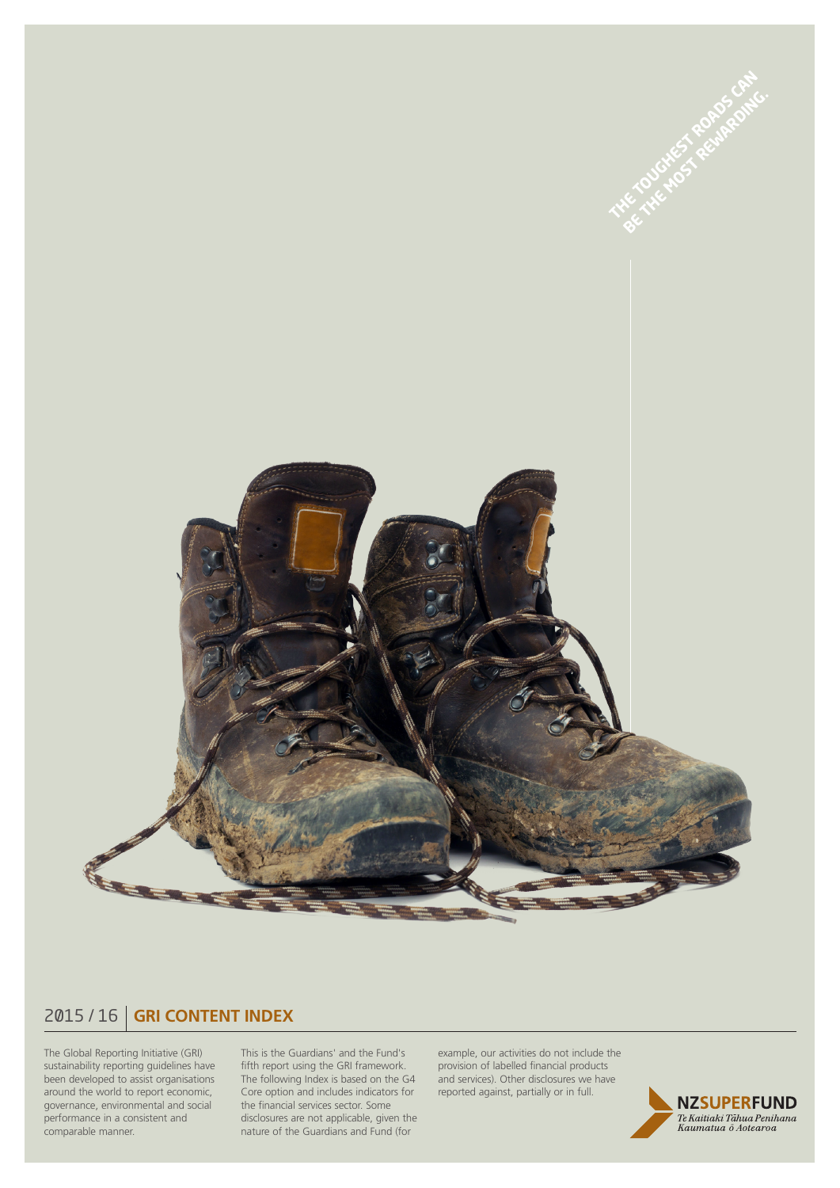THE TOUGHEST ROADS CAN BE THE MOST REWARDING.

# 2015 / 16 | GRI CONTENT INDEX

The Global Reporting Initiative (GRI) sustainability reporting guidelines have been developed to assist organisations around the world to report economic, governance, environmental and social performance in a consistent and comparable manner.

This is the Guardians' and the Fund's fifth report using the GRI framework. The following Index is based on the G4 Core option and includes indicators for the financial services sector. Some disclosures are not applicable, given the nature of the Guardians and Fund (for example, our activities do not include the provision of labelled financial products and services). Other disclosures we have reported against, partially or in full.

NZSUPERFUND
*Te Kaitiaki Tāhua Penihana Kaumatua ō Aotearoa*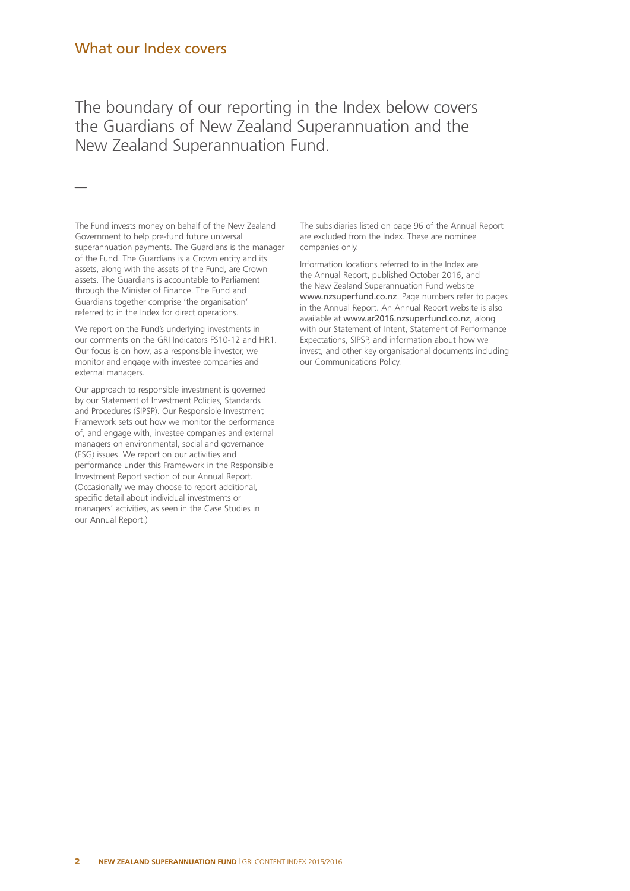# What our Index covers

## The boundary of our reporting in the Index below covers the Guardians of New Zealand Superannuation and the New Zealand Superannuation Fund.

—

The Fund invests money on behalf of the New Zealand Government to help pre-fund future universal superannuation payments. The Guardians is the manager of the Fund. The Guardians is a Crown entity and its assets, along with the assets of the Fund, are Crown assets. The Guardians is accountable to Parliament through the Minister of Finance. The Fund and Guardians together comprise 'the organisation' referred to in the Index for direct operations.

We report on the Fund's underlying investments in our comments on the GRI Indicators FS10-12 and HR1. Our focus is on how, as a responsible investor, we monitor and engage with investee companies and external managers.

Our approach to responsible investment is governed by our Statement of Investment Policies, Standards and Procedures (SIPSP). Our Responsible Investment Framework sets out how we monitor the performance of, and engage with, investee companies and external managers on environmental, social and governance (ESG) issues. We report on our activities and performance under this Framework in the Responsible Investment Report section of our Annual Report. (Occasionally we may choose to report additional, specific detail about individual investments or managers' activities, as seen in the Case Studies in our Annual Report.)

The subsidiaries listed on page 96 of the Annual Report are excluded from the Index. These are nominee companies only.

Information locations referred to in the Index are the Annual Report, published October 2016, and the New Zealand Superannuation Fund website www.nzsuperfund.co.nz. Page numbers refer to pages in the Annual Report. An Annual Report website is also available at www.ar2016.nzsuperfund.co.nz, along with our Statement of Intent, Statement of Performance Expectations, SIPSP, and information about how we invest, and other key organisational documents including our Communications Policy.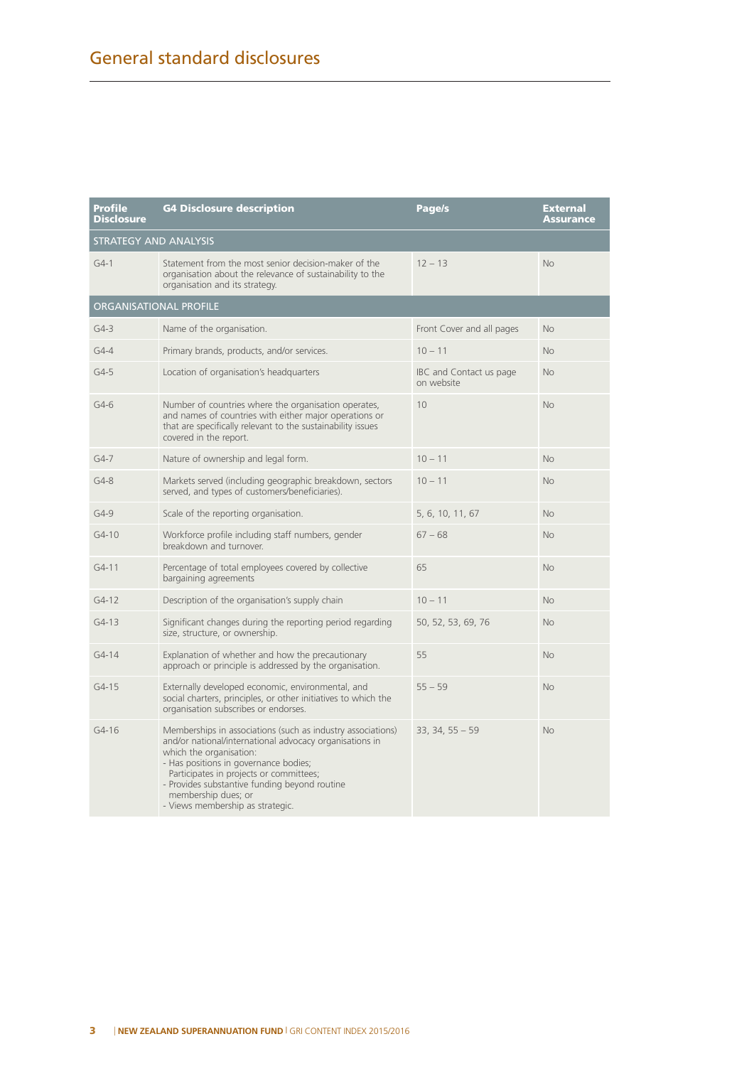# General standard disclosures

| Profile Disclosure | G4 Disclosure description | Page/s | External Assurance |
|---|---|---|---|
| STRATEGY AND ANALYSIS | | | |
| G4-1 | Statement from the most senior decision-maker of the organisation about the relevance of sustainability to the organisation and its strategy. | 12 – 13 | No |
| ORGANISATIONAL PROFILE | | | |
| G4-3 | Name of the organisation. | Front Cover and all pages | No |
| G4-4 | Primary brands, products, and/or services. | 10 – 11 | No |
| G4-5 | Location of organisation's headquarters | IBC and Contact us page on website | No |
| G4-6 | Number of countries where the organisation operates, and names of countries with either major operations or that are specifically relevant to the sustainability issues covered in the report. | 10 | No |
| G4-7 | Nature of ownership and legal form. | 10 – 11 | No |
| G4-8 | Markets served (including geographic breakdown, sectors served, and types of customers/beneficiaries). | 10 – 11 | No |
| G4-9 | Scale of the reporting organisation. | 5, 6, 10, 11, 67 | No |
| G4-10 | Workforce profile including staff numbers, gender breakdown and turnover. | 67 – 68 | No |
| G4-11 | Percentage of total employees covered by collective bargaining agreements | 65 | No |
| G4-12 | Description of the organisation's supply chain | 10 – 11 | No |
| G4-13 | Significant changes during the reporting period regarding size, structure, or ownership. | 50, 52, 53, 69, 76 | No |
| G4-14 | Explanation of whether and how the precautionary approach or principle is addressed by the organisation. | 55 | No |
| G4-15 | Externally developed economic, environmental, and social charters, principles, or other initiatives to which the organisation subscribes or endorses. | 55 – 59 | No |
| G4-16 | Memberships in associations (such as industry associations) and/or national/international advocacy organisations in which the organisation: - Has positions in governance bodies; Participates in projects or committees; - Provides substantive funding beyond routine membership dues; or - Views membership as strategic. | 33, 34, 55 – 59 | No |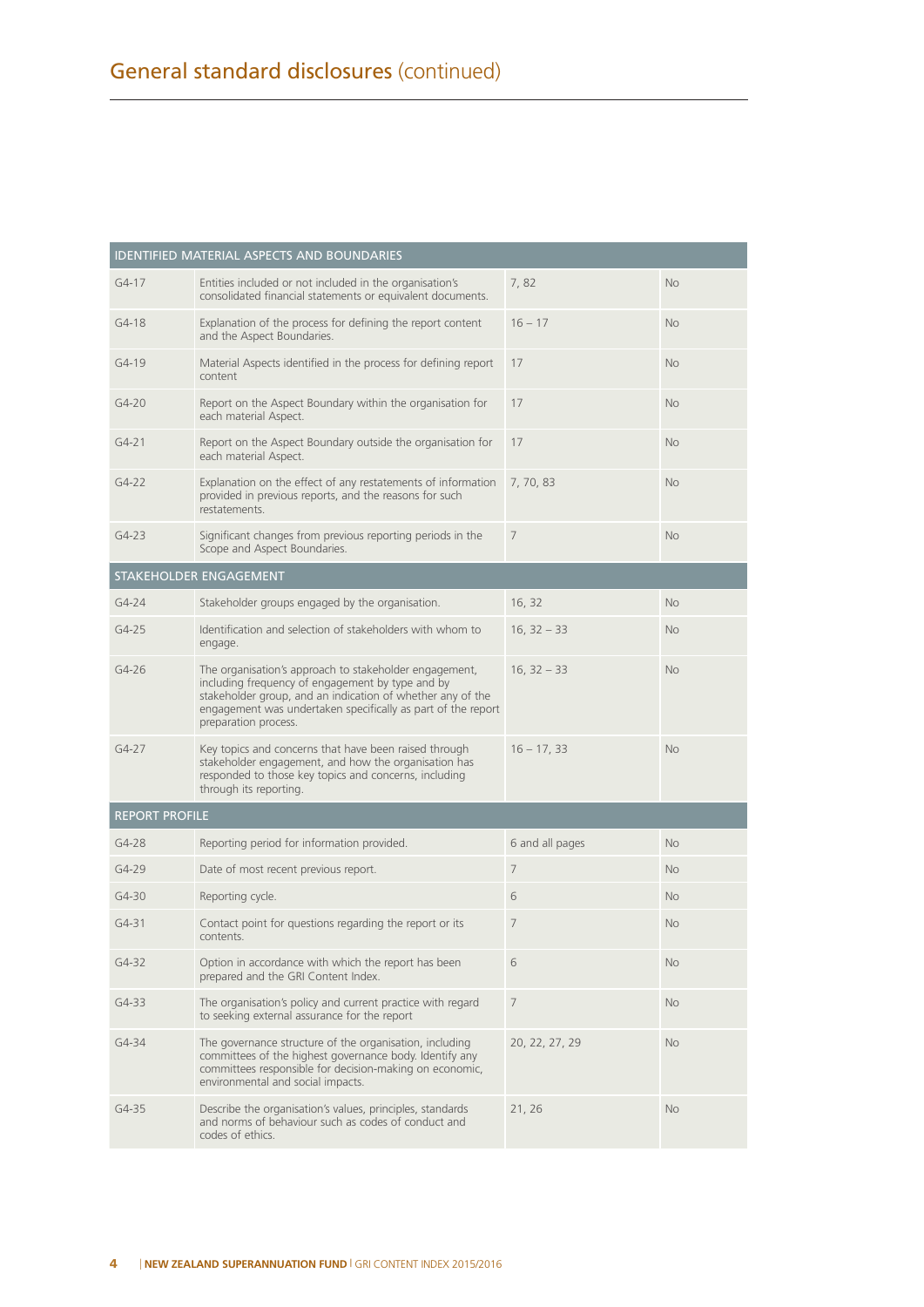# General standard disclosures (continued)

| IDENTIFIED MATERIAL ASPECTS AND BOUNDARIES | | | |
|---|---|---|---|
| G4-17 | Entities included or not included in the organisation's consolidated financial statements or equivalent documents. | 7, 82 | No |
| G4-18 | Explanation of the process for defining the report content and the Aspect Boundaries. | 16 – 17 | No |
| G4-19 | Material Aspects identified in the process for defining report content | 17 | No |
| G4-20 | Report on the Aspect Boundary within the organisation for each material Aspect. | 17 | No |
| G4-21 | Report on the Aspect Boundary outside the organisation for each material Aspect. | 17 | No |
| G4-22 | Explanation on the effect of any restatements of information provided in previous reports, and the reasons for such restatements. | 7, 70, 83 | No |
| G4-23 | Significant changes from previous reporting periods in the Scope and Aspect Boundaries. | 7 | No |
| **STAKEHOLDER ENGAGEMENT** | | | |
| G4-24 | Stakeholder groups engaged by the organisation. | 16, 32 | No |
| G4-25 | Identification and selection of stakeholders with whom to engage. | 16, 32 – 33 | No |
| G4-26 | The organisation's approach to stakeholder engagement, including frequency of engagement by type and by stakeholder group, and an indication of whether any of the engagement was undertaken specifically as part of the report preparation process. | 16, 32 – 33 | No |
| G4-27 | Key topics and concerns that have been raised through stakeholder engagement, and how the organisation has responded to those key topics and concerns, including through its reporting. | 16 – 17, 33 | No |
| **REPORT PROFILE** | | | |
| G4-28 | Reporting period for information provided. | 6 and all pages | No |
| G4-29 | Date of most recent previous report. | 7 | No |
| G4-30 | Reporting cycle. | 6 | No |
| G4-31 | Contact point for questions regarding the report or its contents. | 7 | No |
| G4-32 | Option in accordance with which the report has been prepared and the GRI Content Index. | 6 | No |
| G4-33 | The organisation's policy and current practice with regard to seeking external assurance for the report | 7 | No |
| G4-34 | The governance structure of the organisation, including committees of the highest governance body. Identify any committees responsible for decision-making on economic, environmental and social impacts. | 20, 22, 27, 29 | No |
| G4-35 | Describe the organisation's values, principles, standards and norms of behaviour such as codes of conduct and codes of ethics. | 21, 26 | No |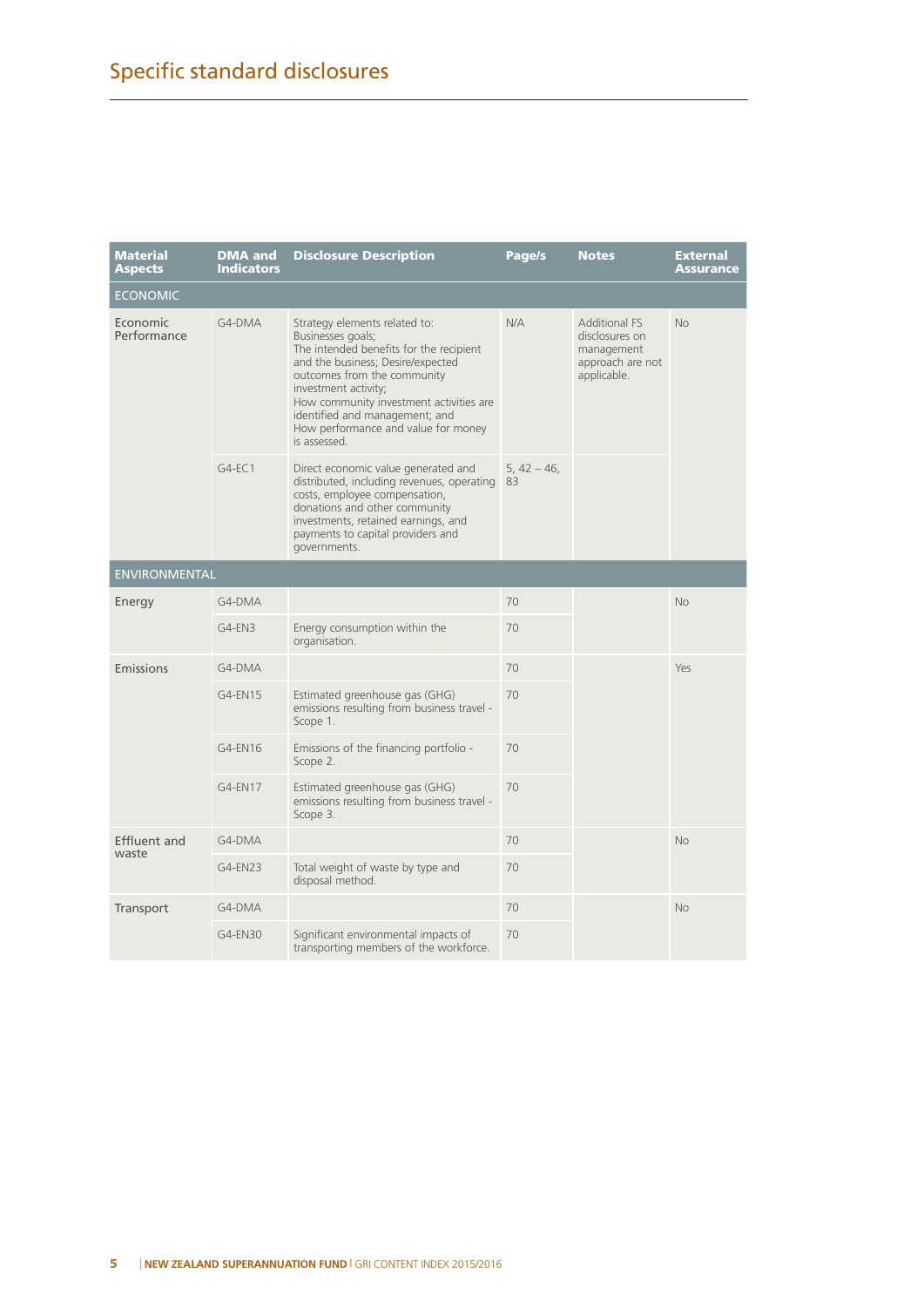# Specific standard disclosures

| Material Aspects | DMA and Indicators | Disclosure Description | Page/s | Notes | External Assurance |
|---|---|---|---|---|---|
| ECONOMIC | | | | | |
| Economic Performance | G4-DMA | Strategy elements related to: Businesses goals; The intended benefits for the recipient and the business; Desire/expected outcomes from the community investment activity; How community investment activities are identified and management; and How performance and value for money is assessed. | N/A | Additional FS disclosures on management approach are not applicable. | No |
| | G4-EC1 | Direct economic value generated and distributed, including revenues, operating costs, employee compensation, donations and other community investments, retained earnings, and payments to capital providers and governments. | 5, 42 – 46, 83 | | |
| ENVIRONMENTAL | | | | | |
| Energy | G4-DMA | | 70 | | No |
| | G4-EN3 | Energy consumption within the organisation. | 70 | | |
| Emissions | G4-DMA | | 70 | | Yes |
| | G4-EN15 | Estimated greenhouse gas (GHG) emissions resulting from business travel - Scope 1. | 70 | | |
| | G4-EN16 | Emissions of the financing portfolio - Scope 2. | 70 | | |
| | G4-EN17 | Estimated greenhouse gas (GHG) emissions resulting from business travel - Scope 3. | 70 | | |
| Effluent and waste | G4-DMA | | 70 | | No |
| | G4-EN23 | Total weight of waste by type and disposal method. | 70 | | |
| Transport | G4-DMA | | 70 | | No |
| | G4-EN30 | Significant environmental impacts of transporting members of the workforce. | 70 | | |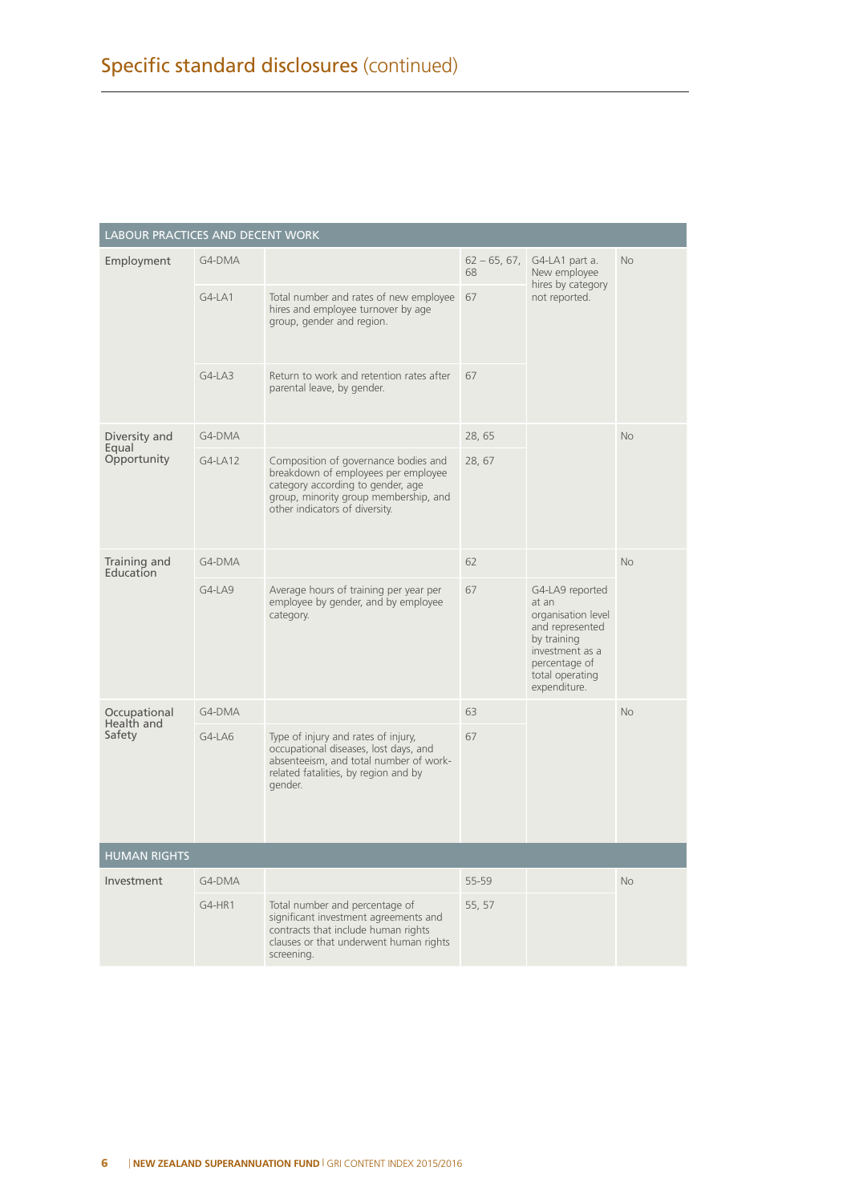## Specific standard disclosures (continued)

| LABOUR PRACTICES AND DECENT WORK | | | | | |
|---|---|---|---|---|---|
| Employment | G4-DMA | | 62 – 65, 67, 68 | G4-LA1 part a. New employee hires by category not reported. | No |
| | G4-LA1 | Total number and rates of new employee hires and employee turnover by age group, gender and region. | 67 | | |
| | G4-LA3 | Return to work and retention rates after parental leave, by gender. | 67 | | |
| Diversity and Equal Opportunity | G4-DMA | | 28, 65 | | No |
| | G4-LA12 | Composition of governance bodies and breakdown of employees per employee category according to gender, age group, minority group membership, and other indicators of diversity. | 28, 67 | | |
| Training and Education | G4-DMA | | 62 | | No |
| | G4-LA9 | Average hours of training per year per employee by gender, and by employee category. | 67 | G4-LA9 reported at an organisation level and represented by training investment as a percentage of total operating expenditure. | |
| Occupational Health and Safety | G4-DMA | | 63 | | No |
| | G4-LA6 | Type of injury and rates of injury, occupational diseases, lost days, and absenteeism, and total number of work-related fatalities, by region and by gender. | 67 | | |
| **HUMAN RIGHTS** | | | | | |
| Investment | G4-DMA | | 55-59 | | No |
| | G4-HR1 | Total number and percentage of significant investment agreements and contracts that include human rights clauses or that underwent human rights screening. | 55, 57 | | |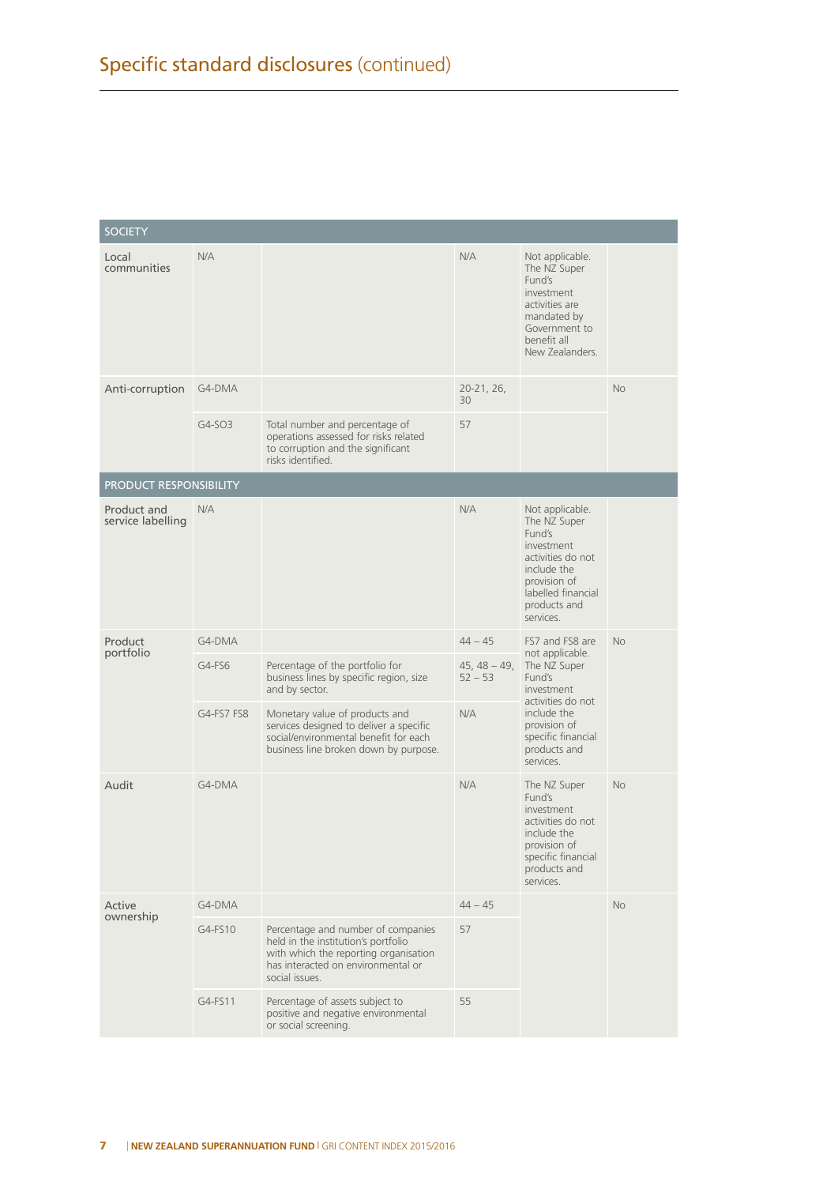## Specific standard disclosures (continued)

| | | | | | |
|---|---|---|---|---|---|
| **SOCIETY** | | | | | |
| Local communities | N/A | | N/A | Not applicable. The NZ Super Fund's investment activities are mandated by Government to benefit all New Zealanders. | |
| Anti-corruption | G4-DMA | | 20-21, 26, 30 | | No |
| | G4-SO3 | Total number and percentage of operations assessed for risks related to corruption and the significant risks identified. | 57 | | |
| **PRODUCT RESPONSIBILITY** | | | | | |
| Product and service labelling | N/A | | N/A | Not applicable. The NZ Super Fund's investment activities do not include the provision of labelled financial products and services. | |
| Product portfolio | G4-DMA | | 44 – 45 | FS7 and FS8 are not applicable. The NZ Super Fund's investment activities do not include the provision of specific financial products and services. | No |
| | G4-FS6 | Percentage of the portfolio for business lines by specific region, size and by sector. | 45, 48 – 49, 52 – 53 | | |
| | G4-FS7 FS8 | Monetary value of products and services designed to deliver a specific social/environmental benefit for each business line broken down by purpose. | N/A | | |
| Audit | G4-DMA | | N/A | The NZ Super Fund's investment activities do not include the provision of specific financial products and services. | No |
| Active ownership | G4-DMA | | 44 – 45 | | No |
| | G4-FS10 | Percentage and number of companies held in the institution's portfolio with which the reporting organisation has interacted on environmental or social issues. | 57 | | |
| | G4-FS11 | Percentage of assets subject to positive and negative environmental or social screening. | 55 | | |